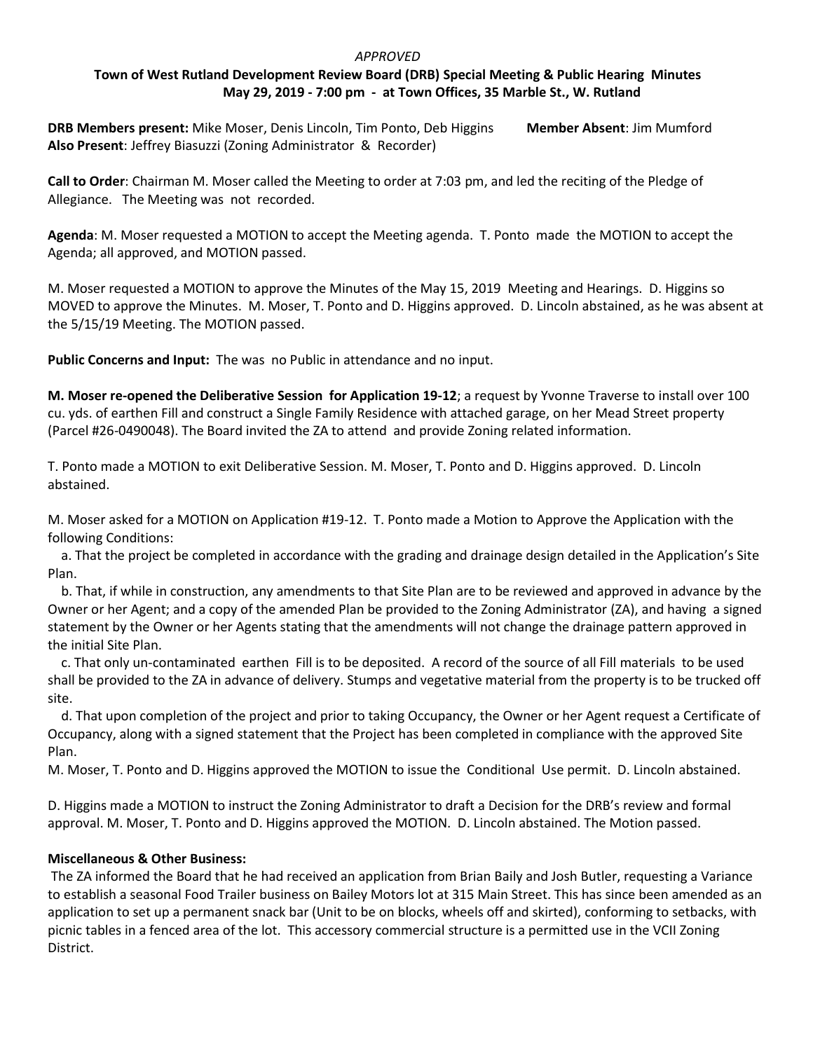*APPROVED*

**Town of West Rutland Development Review Board (DRB) Special Meeting & Public Hearing Minutes**
**May 29, 2019 - 7:00 pm - at Town Offices, 35 Marble St., W. Rutland**

**DRB Members present:** Mike Moser, Denis Lincoln, Tim Ponto, Deb Higgins **Member Absent**: Jim Mumford
**Also Present**: Jeffrey Biasuzzi (Zoning Administrator & Recorder)

**Call to Order**: Chairman M. Moser called the Meeting to order at 7:03 pm, and led the reciting of the Pledge of Allegiance. The Meeting was not recorded.

**Agenda**: M. Moser requested a MOTION to accept the Meeting agenda. T. Ponto made the MOTION to accept the Agenda; all approved, and MOTION passed.

M. Moser requested a MOTION to approve the Minutes of the May 15, 2019 Meeting and Hearings. D. Higgins so MOVED to approve the Minutes. M. Moser, T. Ponto and D. Higgins approved. D. Lincoln abstained, as he was absent at the 5/15/19 Meeting. The MOTION passed.

**Public Concerns and Input:** The was no Public in attendance and no input.

**M. Moser re-opened the Deliberative Session for Application 19-12**; a request by Yvonne Traverse to install over 100 cu. yds. of earthen Fill and construct a Single Family Residence with attached garage, on her Mead Street property (Parcel #26-0490048). The Board invited the ZA to attend and provide Zoning related information.

T. Ponto made a MOTION to exit Deliberative Session. M. Moser, T. Ponto and D. Higgins approved. D. Lincoln abstained.

M. Moser asked for a MOTION on Application #19-12. T. Ponto made a Motion to Approve the Application with the following Conditions:

a. That the project be completed in accordance with the grading and drainage design detailed in the Application's Site Plan.

b. That, if while in construction, any amendments to that Site Plan are to be reviewed and approved in advance by the Owner or her Agent; and a copy of the amended Plan be provided to the Zoning Administrator (ZA), and having a signed statement by the Owner or her Agents stating that the amendments will not change the drainage pattern approved in the initial Site Plan.

c. That only un-contaminated earthen Fill is to be deposited. A record of the source of all Fill materials to be used shall be provided to the ZA in advance of delivery. Stumps and vegetative material from the property is to be trucked off site.

d. That upon completion of the project and prior to taking Occupancy, the Owner or her Agent request a Certificate of Occupancy, along with a signed statement that the Project has been completed in compliance with the approved Site Plan.

M. Moser, T. Ponto and D. Higgins approved the MOTION to issue the Conditional Use permit. D. Lincoln abstained.

D. Higgins made a MOTION to instruct the Zoning Administrator to draft a Decision for the DRB's review and formal approval. M. Moser, T. Ponto and D. Higgins approved the MOTION. D. Lincoln abstained. The Motion passed.

**Miscellaneous & Other Business:**

The ZA informed the Board that he had received an application from Brian Baily and Josh Butler, requesting a Variance to establish a seasonal Food Trailer business on Bailey Motors lot at 315 Main Street. This has since been amended as an application to set up a permanent snack bar (Unit to be on blocks, wheels off and skirted), conforming to setbacks, with picnic tables in a fenced area of the lot. This accessory commercial structure is a permitted use in the VCII Zoning District.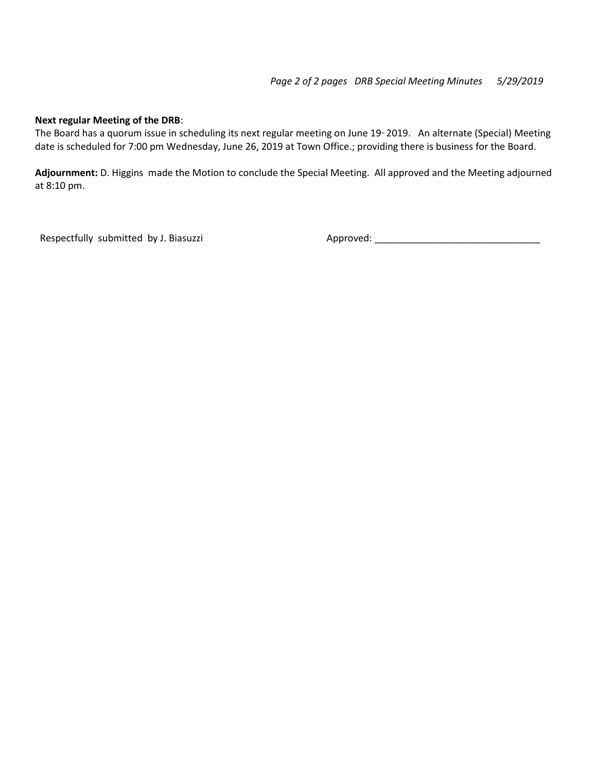**Next regular Meeting of the DRB**:
The Board has a quorum issue in scheduling its next regular meeting on June 19th 2019. An alternate (Special) Meeting date is scheduled for 7:00 pm Wednesday, June 26, 2019 at Town Office.; providing there is business for the Board.

**Adjournment:** D. Higgins made the Motion to conclude the Special Meeting. All approved and the Meeting adjourned at 8:10 pm.

Respectfully submitted by J. Biasuzzi

Approved: _______________________________